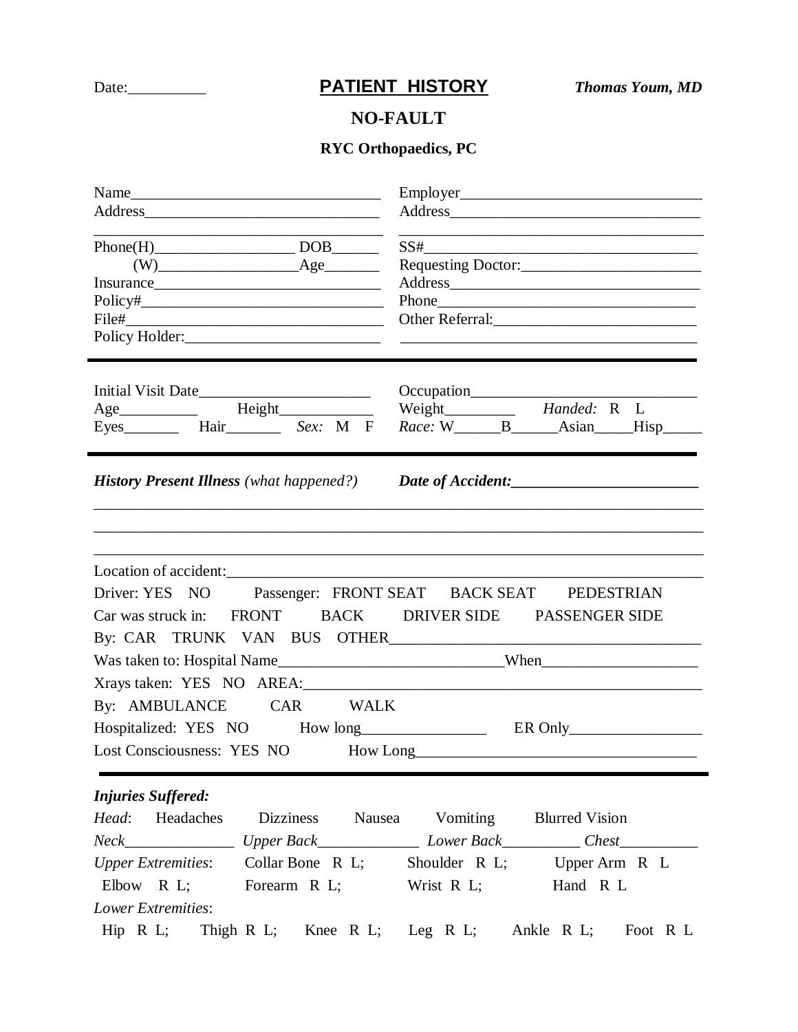Date:__________

# PATIENT HISTORY

***Thomas Youm, MD***

## NO-FAULT

**RYC Orthopaedics, PC**

Name________________________________

Address______________________________

_____________________________________

Phone(H)__________________ DOB______

(W)__________________Age_______

Insurance____________________________

Policy#______________________________

File#________________________________

Policy Holder:_________________________

Employer______________________________

Address_______________________________

______________________________________

SS#__________________________________

Requesting Doctor:______________________

Address_______________________________

Phone________________________________

Other Referral:_________________________

______________________________________

---

Initial Visit Date______________________

Age__________ Height____________

Eyes_______ Hair_______ *Sex:* M F

Occupation____________________________

Weight_________ *Handed:* R L

*Race:* W______B______Asian_____Hisp_____

---

***History Present Illness*** *(what happened?)* ***Date of Accident:________________________***

_______________________________________________________________________________

_______________________________________________________________________________

_______________________________________________________________________________

Location of accident:_______________________________________________________________

Driver: YES NO Passenger: FRONT SEAT BACK SEAT PEDESTRIAN

Car was struck in: FRONT BACK DRIVER SIDE PASSENGER SIDE

By: CAR TRUNK VAN BUS OTHER_______________________________________

Was taken to: Hospital Name____________________________When___________________

Xrays taken: YES NO AREA:___________________________________________________

By: AMBULANCE CAR WALK

Hospitalized: YES NO How long________________ ER Only_________________

Lost Consciousness: YES NO How Long___________________________________

---

***Injuries Suffered:***

*Head*: Headaches Dizziness Nausea Vomiting Blurred Vision

*Neck*______________ *Upper Back*_____________ *Lower Back*__________ *Chest*__________

*Upper Extremities*: Collar Bone R L; Shoulder R L; Upper Arm R L

Elbow R L; Forearm R L; Wrist R L; Hand R L

*Lower Extremities*:

Hip R L; Thigh R L; Knee R L; Leg R L; Ankle R L; Foot R L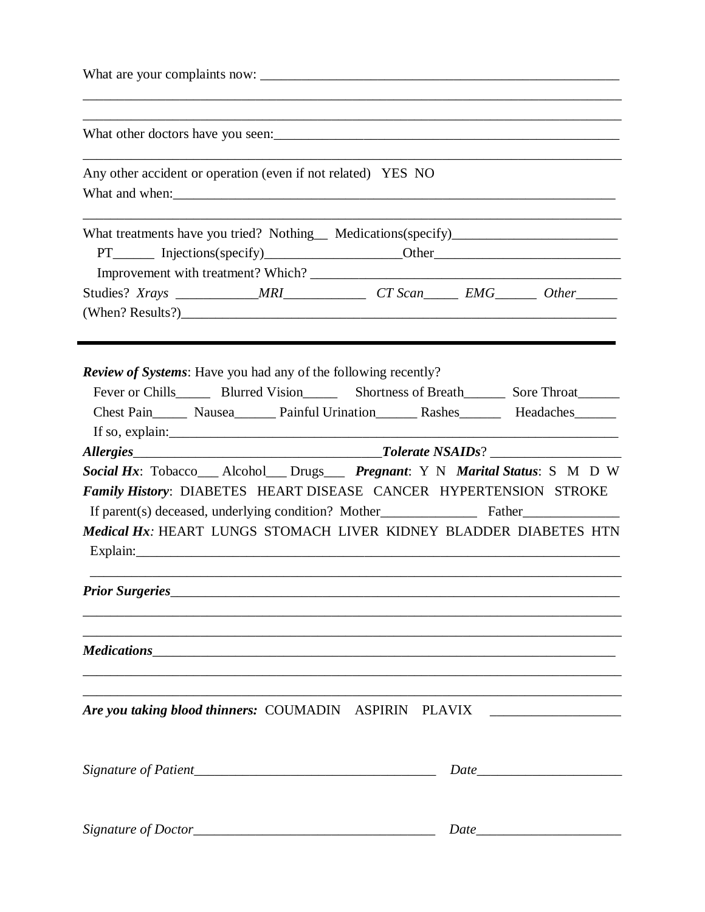What are your complaints now: ______________________________________________________

_________________________________________________________________________________

_________________________________________________________________________________

What other doctors have you seen:_____________________________________________________

_________________________________________________________________________________

Any other accident or operation (even if not related) YES NO

What and when:_________________________________________________________________

_________________________________________________________________________________

What treatments have you tried? Nothing__ Medications(specify)________________________

PT______ Injections(specify)___________________Other___________________________

Improvement with treatment? Which? ______________________________________________

Studies? *Xrays* ____________*MRI*____________ *CT Scan*_____ *EMG*______ *Other*______

(When? Results?)_______________________________________________________________

---

***Review of Systems***: Have you had any of the following recently?

Fever or Chills_____ Blurred Vision_____ Shortness of Breath______ Sore Throat______

Chest Pain_____ Nausea______ Painful Urination______ Rashes______ Headaches______

If so, explain:_________________________________________________________________

***Allergies***___________________________________***Tolerate NSAIDs***? __________________

***Social Hx***: Tobacco___ Alcohol___ Drugs___ ***Pregnant***: Y N ***Marital Status***: S M D W

***Family History***: DIABETES HEART DISEASE CANCER HYPERTENSION STROKE

If parent(s) deceased, underlying condition? Mother______________ Father______________

***Medical Hx***: HEART LUNGS STOMACH LIVER KIDNEY BLADDER DIABETES HTN

Explain:_______________________________________________________________________

_______________________________________________________________________________

***Prior Surgeries***_________________________________________________________________

_________________________________________________________________________________

_________________________________________________________________________________

***Medications***___________________________________________________________________

_________________________________________________________________________________

_________________________________________________________________________________

***Are you taking blood thinners:*** COUMADIN ASPIRIN PLAVIX __________________

*Signature of Patient*__________________________________ *Date*____________________

*Signature of Doctor*__________________________________ *Date*____________________